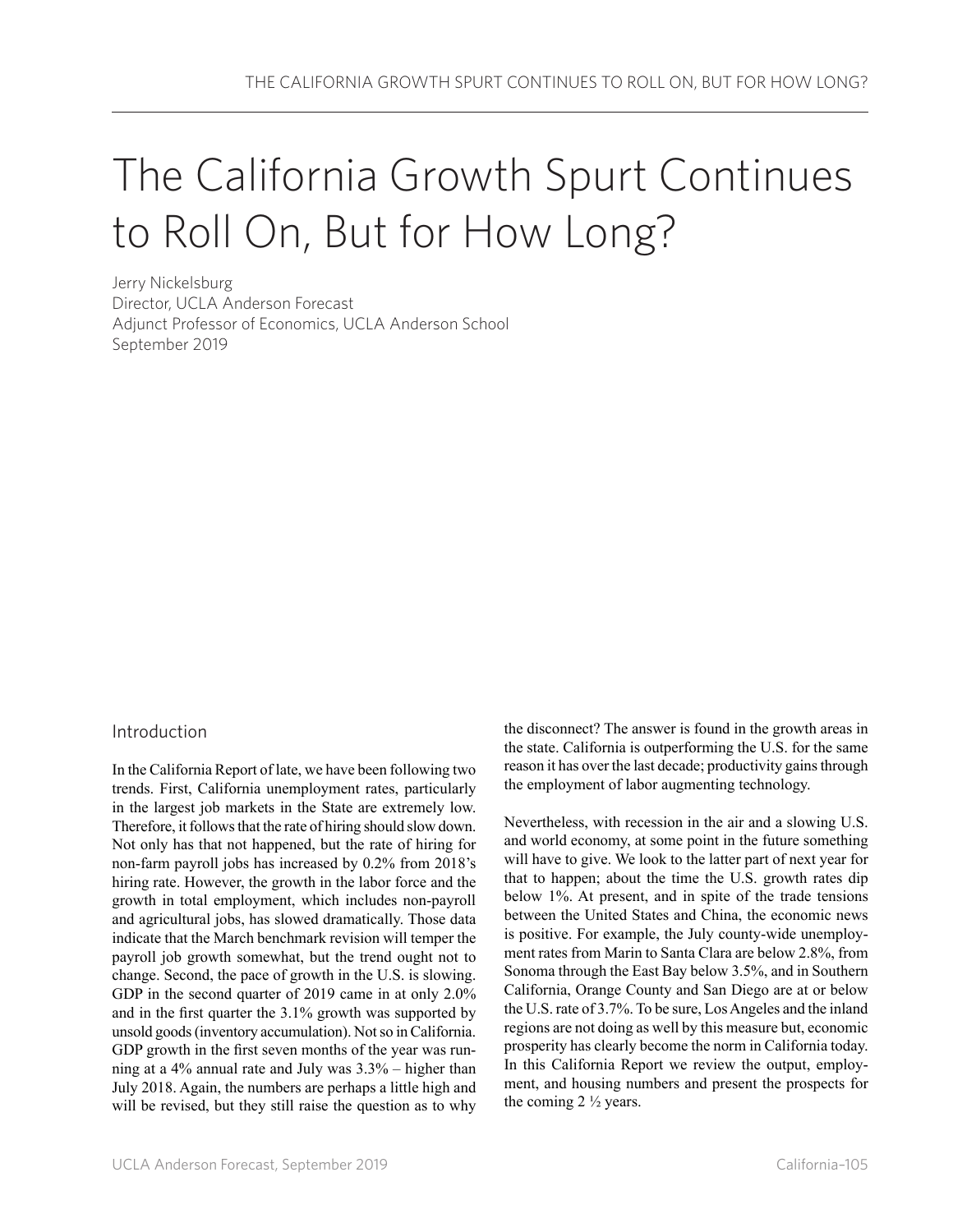# The California Growth Spurt Continues to Roll On, But for How Long?

Jerry Nickelsburg
Director, UCLA Anderson Forecast
Adjunct Professor of Economics, UCLA Anderson School
September 2019

## Introduction

In the California Report of late, we have been following two trends. First, California unemployment rates, particularly in the largest job markets in the State are extremely low. Therefore, it follows that the rate of hiring should slow down. Not only has that not happened, but the rate of hiring for non-farm payroll jobs has increased by 0.2% from 2018's hiring rate. However, the growth in the labor force and the growth in total employment, which includes non-payroll and agricultural jobs, has slowed dramatically. Those data indicate that the March benchmark revision will temper the payroll job growth somewhat, but the trend ought not to change. Second, the pace of growth in the U.S. is slowing. GDP in the second quarter of 2019 came in at only 2.0% and in the first quarter the 3.1% growth was supported by unsold goods (inventory accumulation). Not so in California. GDP growth in the first seven months of the year was running at a 4% annual rate and July was 3.3% – higher than July 2018. Again, the numbers are perhaps a little high and will be revised, but they still raise the question as to why the disconnect? The answer is found in the growth areas in the state. California is outperforming the U.S. for the same reason it has over the last decade; productivity gains through the employment of labor augmenting technology.

Nevertheless, with recession in the air and a slowing U.S. and world economy, at some point in the future something will have to give. We look to the latter part of next year for that to happen; about the time the U.S. growth rates dip below 1%. At present, and in spite of the trade tensions between the United States and China, the economic news is positive. For example, the July county-wide unemployment rates from Marin to Santa Clara are below 2.8%, from Sonoma through the East Bay below 3.5%, and in Southern California, Orange County and San Diego are at or below the U.S. rate of 3.7%. To be sure, Los Angeles and the inland regions are not doing as well by this measure but, economic prosperity has clearly become the norm in California today. In this California Report we review the output, employment, and housing numbers and present the prospects for the coming 2 ½ years.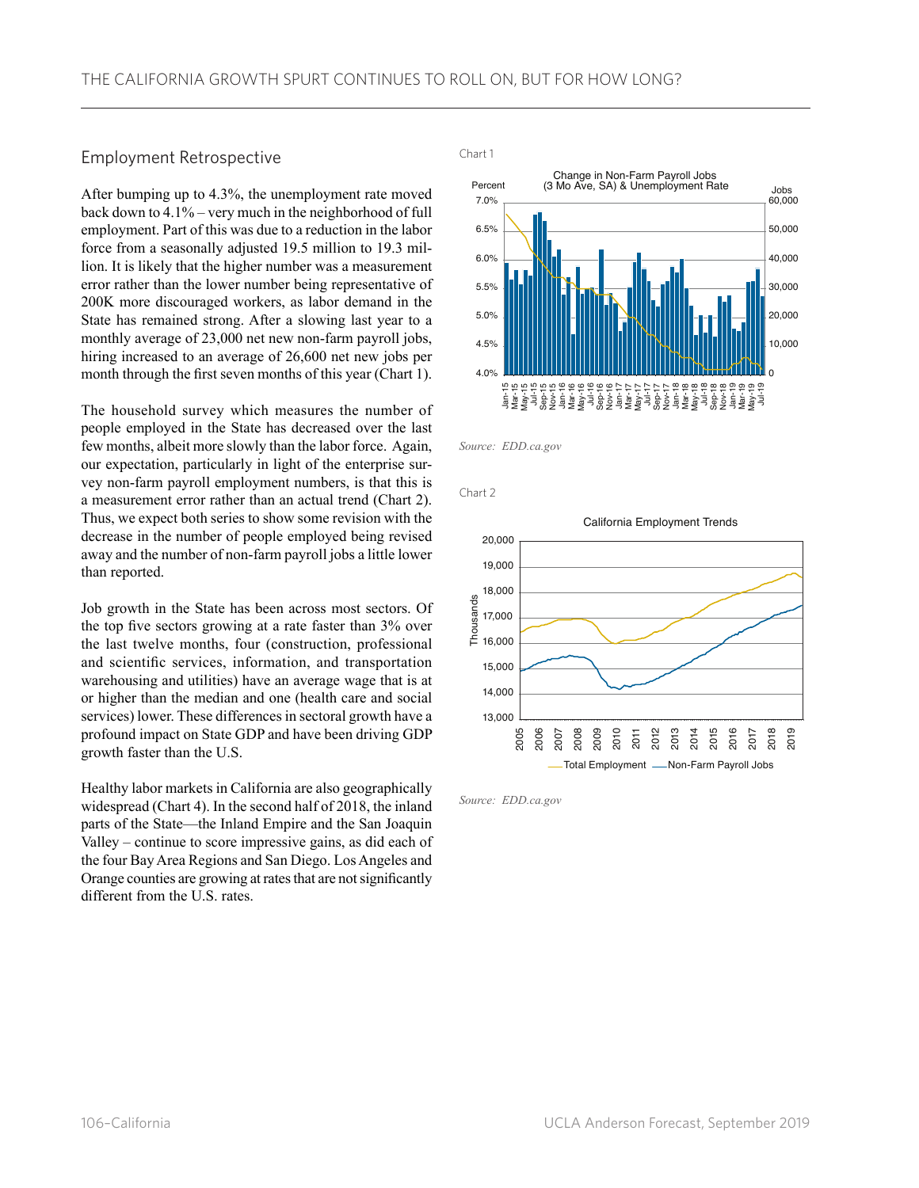## Employment Retrospective

After bumping up to 4.3%, the unemployment rate moved back down to 4.1% – very much in the neighborhood of full employment. Part of this was due to a reduction in the labor force from a seasonally adjusted 19.5 million to 19.3 million. It is likely that the higher number was a measurement error rather than the lower number being representative of 200K more discouraged workers, as labor demand in the State has remained strong. After a slowing last year to a monthly average of 23,000 net new non-farm payroll jobs, hiring increased to an average of 26,600 net new jobs per month through the first seven months of this year (Chart 1).

The household survey which measures the number of people employed in the State has decreased over the last few months, albeit more slowly than the labor force. Again, our expectation, particularly in light of the enterprise survey non-farm payroll employment numbers, is that this is a measurement error rather than an actual trend (Chart 2). Thus, we expect both series to show some revision with the decrease in the number of people employed being revised away and the number of non-farm payroll jobs a little lower than reported.

Job growth in the State has been across most sectors. Of the top five sectors growing at a rate faster than 3% over the last twelve months, four (construction, professional and scientific services, information, and transportation warehousing and utilities) have an average wage that is at or higher than the median and one (health care and social services) lower. These differences in sectoral growth have a profound impact on State GDP and have been driving GDP growth faster than the U.S.

Healthy labor markets in California are also geographically widespread (Chart 4). In the second half of 2018, the inland parts of the State—the Inland Empire and the San Joaquin Valley – continue to score impressive gains, as did each of the four Bay Area Regions and San Diego. Los Angeles and Orange counties are growing at rates that are not significantly different from the U.S. rates.

Chart 1

Change in Non-Farm Payroll Jobs (3 Mo Ave, SA) & Unemployment Rate

*Source: EDD.ca.gov*

Chart 2

California Employment Trends

*Source: EDD.ca.gov*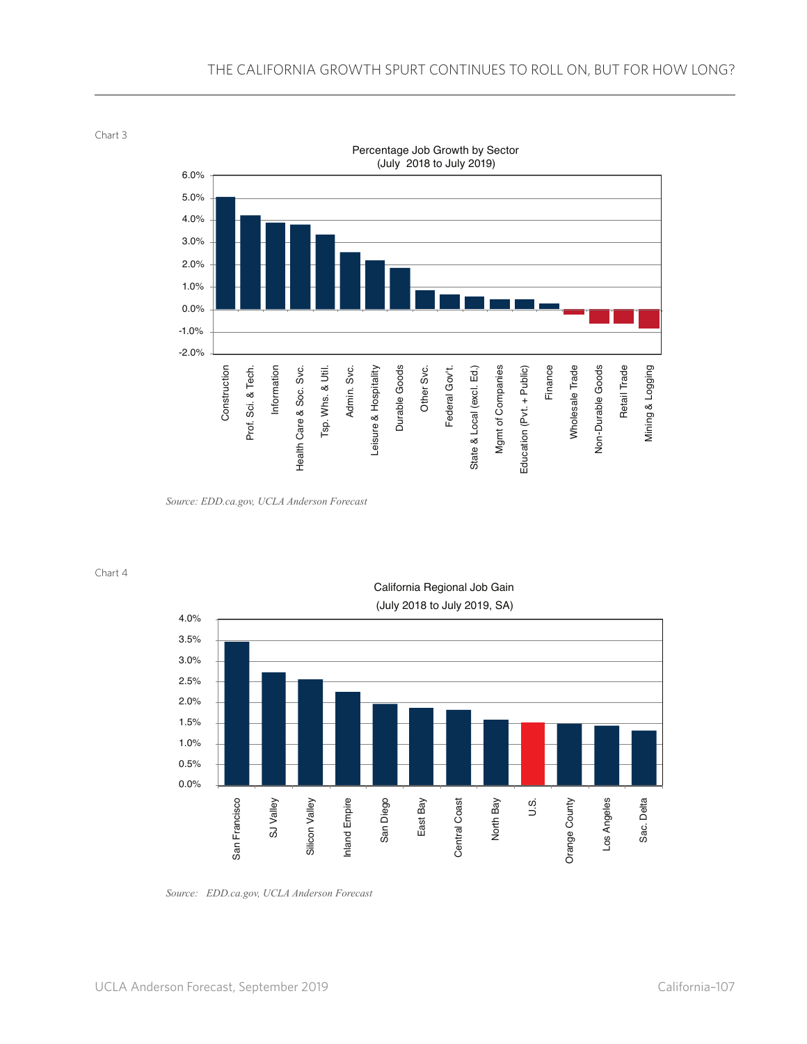Chart 3

Percentage Job Growth by Sector
(July 2018 to July 2019)

Source: EDD.ca.gov, UCLA Anderson Forecast

Chart 4

California Regional Job Gain
(July 2018 to July 2019, SA)

Source: EDD.ca.gov, UCLA Anderson Forecast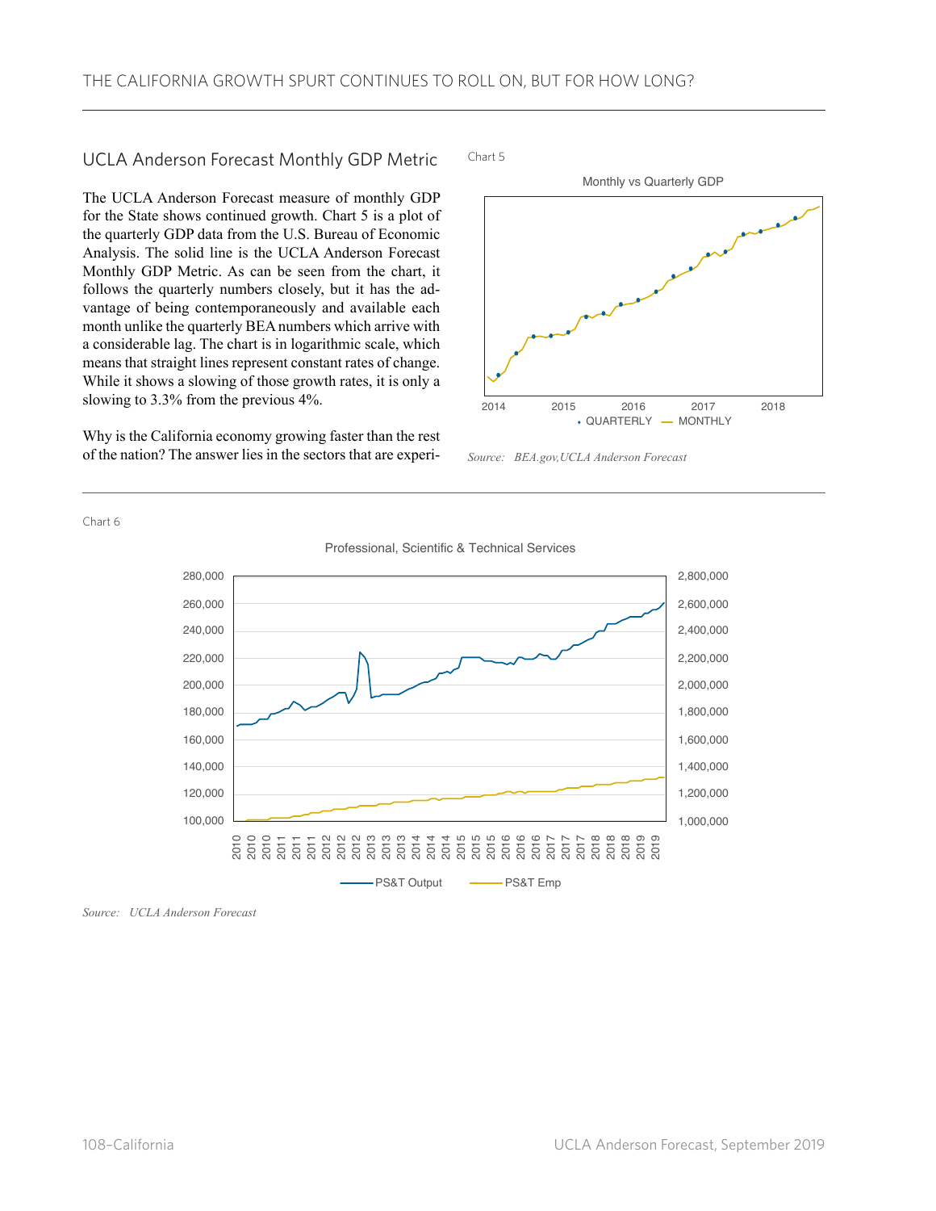## UCLA Anderson Forecast Monthly GDP Metric

The UCLA Anderson Forecast measure of monthly GDP for the State shows continued growth. Chart 5 is a plot of the quarterly GDP data from the U.S. Bureau of Economic Analysis. The solid line is the UCLA Anderson Forecast Monthly GDP Metric. As can be seen from the chart, it follows the quarterly numbers closely, but it has the advantage of being contemporaneously and available each month unlike the quarterly BEA numbers which arrive with a considerable lag. The chart is in logarithmic scale, which means that straight lines represent constant rates of change. While it shows a slowing of those growth rates, it is only a slowing to 3.3% from the previous 4%.

Why is the California economy growing faster than the rest of the nation? The answer lies in the sectors that are experi-

Chart 5

Monthly vs Quarterly GDP

*Source: BEA.gov,UCLA Anderson Forecast*

Chart 6

Professional, Scientific & Technical Services

*Source: UCLA Anderson Forecast*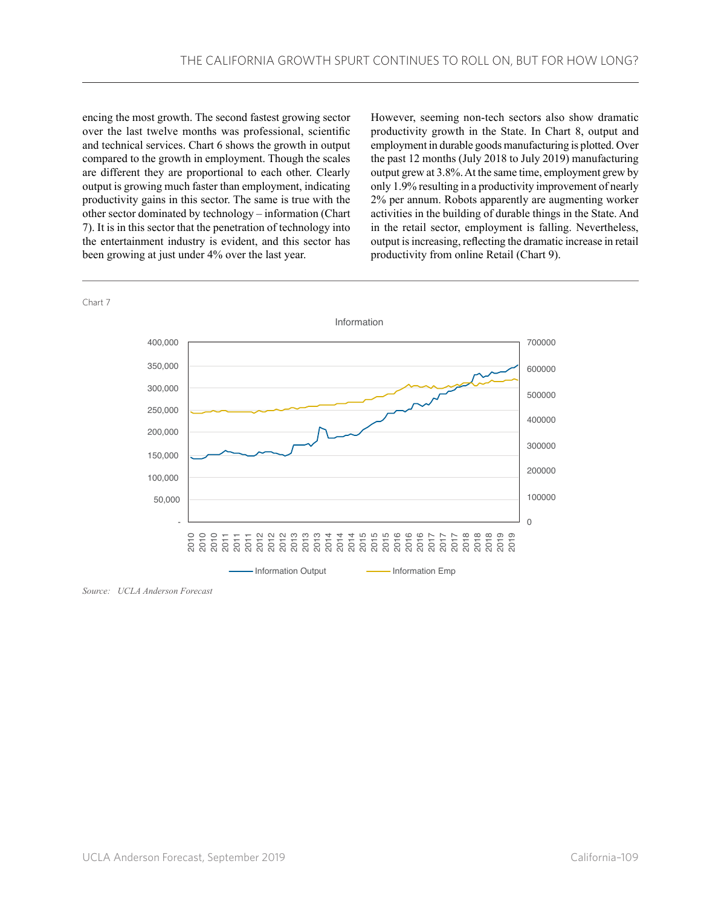encing the most growth. The second fastest growing sector over the last twelve months was professional, scientific and technical services. Chart 6 shows the growth in output compared to the growth in employment. Though the scales are different they are proportional to each other. Clearly output is growing much faster than employment, indicating productivity gains in this sector. The same is true with the other sector dominated by technology – information (Chart 7). It is in this sector that the penetration of technology into the entertainment industry is evident, and this sector has been growing at just under 4% over the last year.

However, seeming non-tech sectors also show dramatic productivity growth in the State. In Chart 8, output and employment in durable goods manufacturing is plotted. Over the past 12 months (July 2018 to July 2019) manufacturing output grew at 3.8%. At the same time, employment grew by only 1.9% resulting in a productivity improvement of nearly 2% per annum. Robots apparently are augmenting worker activities in the building of durable things in the State. And in the retail sector, employment is falling. Nevertheless, output is increasing, reflecting the dramatic increase in retail productivity from online Retail (Chart 9).

Chart 7

Information

*Source: UCLA Anderson Forecast*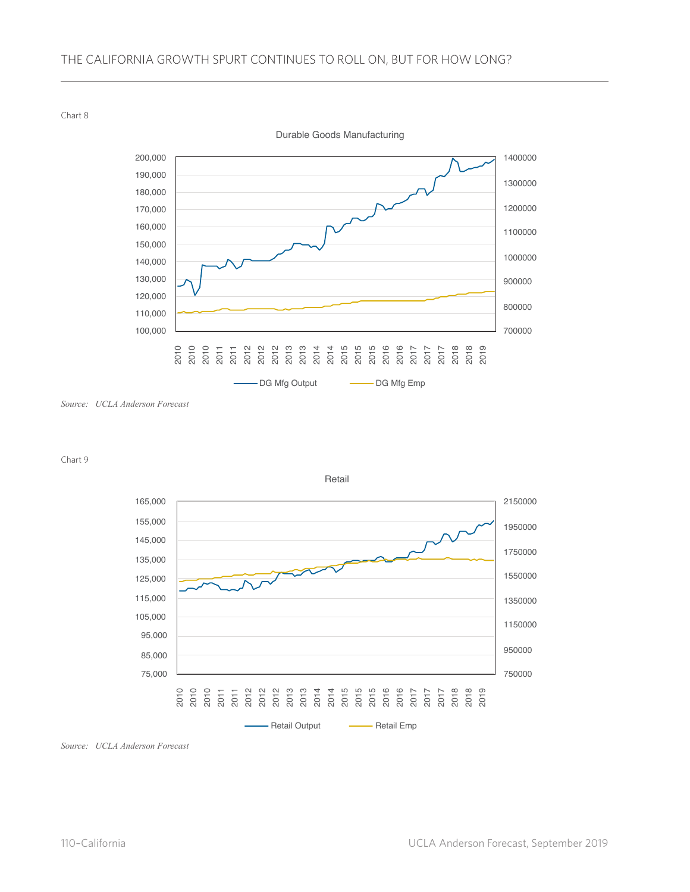Chart 8

Durable Goods Manufacturing

Source: *UCLA Anderson Forecast*

Chart 9

Retail

Source: *UCLA Anderson Forecast*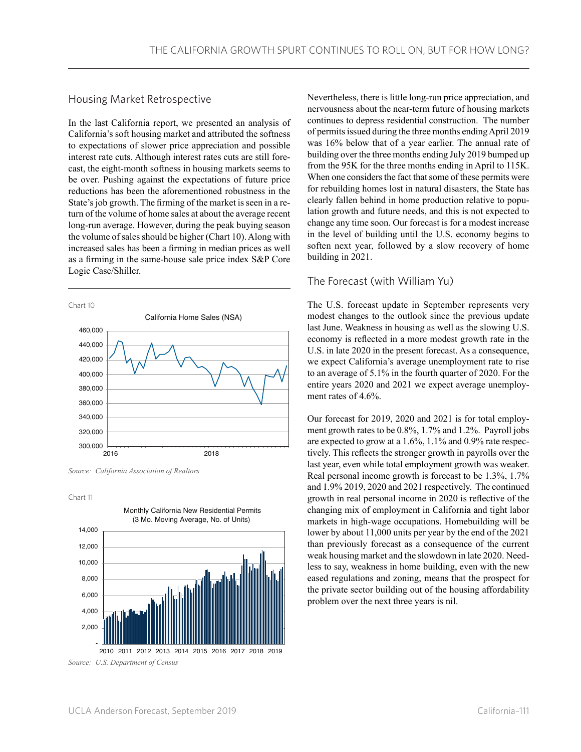## Housing Market Retrospective

In the last California report, we presented an analysis of California's soft housing market and attributed the softness to expectations of slower price appreciation and possible interest rate cuts. Although interest rates cuts are still forecast, the eight-month softness in housing markets seems to be over. Pushing against the expectations of future price reductions has been the aforementioned robustness in the State's job growth. The firming of the market is seen in a return of the volume of home sales at about the average recent long-run average. However, during the peak buying season the volume of sales should be higher (Chart 10). Along with increased sales has been a firming in median prices as well as a firming in the same-house sale price index S&P Core Logic Case/Shiller.

Chart 10

California Home Sales (NSA)

460,000
440,000
420,000
400,000
380,000
360,000
340,000
320,000
300,000

2016
2018

*Source: California Association of Realtors*

Chart 11

Monthly California New Residential Permits
(3 Mo. Moving Average, No. of Units)

14,000
12,000
10,000
8,000
6,000
4,000
2,000
-

2010 2011 2012 2013 2014 2015 2016 2017 2018 2019

*Source: U.S. Department of Census*

Nevertheless, there is little long-run price appreciation, and nervousness about the near-term future of housing markets continues to depress residential construction. The number of permits issued during the three months ending April 2019 was 16% below that of a year earlier. The annual rate of building over the three months ending July 2019 bumped up from the 95K for the three months ending in April to 115K. When one considers the fact that some of these permits were for rebuilding homes lost in natural disasters, the State has clearly fallen behind in home production relative to population growth and future needs, and this is not expected to change any time soon. Our forecast is for a modest increase in the level of building until the U.S. economy begins to soften next year, followed by a slow recovery of home building in 2021.

## The Forecast (with William Yu)

The U.S. forecast update in September represents very modest changes to the outlook since the previous update last June. Weakness in housing as well as the slowing U.S. economy is reflected in a more modest growth rate in the U.S. in late 2020 in the present forecast. As a consequence, we expect California's average unemployment rate to rise to an average of 5.1% in the fourth quarter of 2020. For the entire years 2020 and 2021 we expect average unemployment rates of 4.6%.

Our forecast for 2019, 2020 and 2021 is for total employment growth rates to be 0.8%, 1.7% and 1.2%. Payroll jobs are expected to grow at a 1.6%, 1.1% and 0.9% rate respectively. This reflects the stronger growth in payrolls over the last year, even while total employment growth was weaker. Real personal income growth is forecast to be 1.3%, 1.7% and 1.9% 2019, 2020 and 2021 respectively. The continued growth in real personal income in 2020 is reflective of the changing mix of employment in California and tight labor markets in high-wage occupations. Homebuilding will be lower by about 11,000 units per year by the end of the 2021 than previously forecast as a consequence of the current weak housing market and the slowdown in late 2020. Needless to say, weakness in home building, even with the new eased regulations and zoning, means that the prospect for the private sector building out of the housing affordability problem over the next three years is nil.